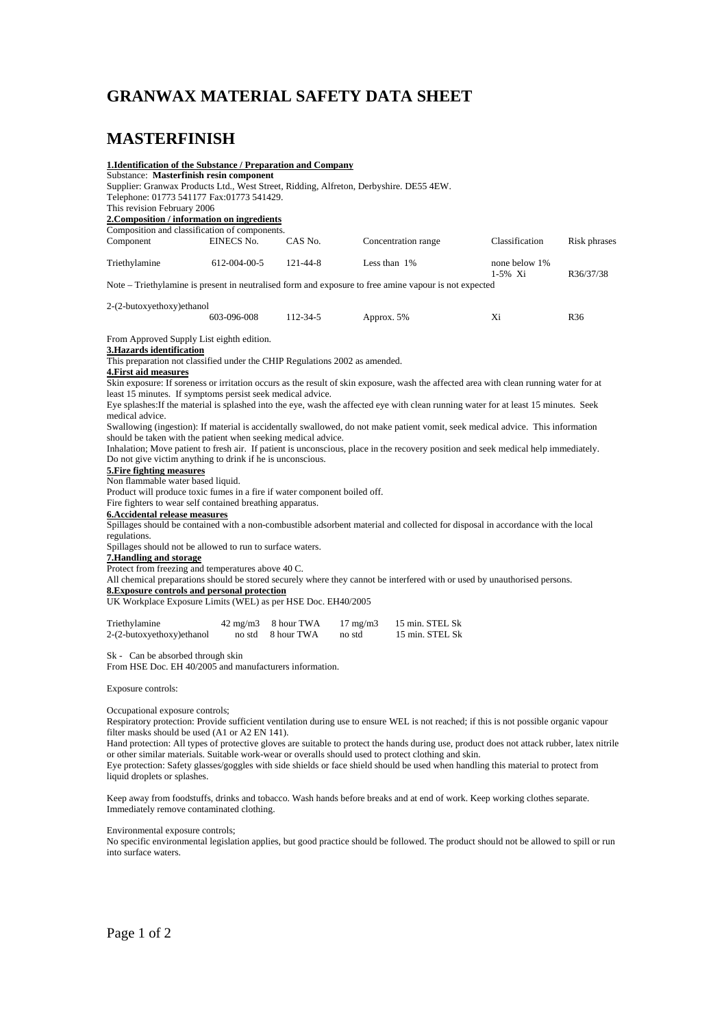# GRANWAX MATERIAL SAFETY DATA SHEET

# MASTERFINISH

**1.Identification of the Substance / Preparation and Company**

Substance: **Masterfinish resin component**
Supplier: Granwax Products Ltd., West Street, Ridding, Alfreton, Derbyshire. DE55 4EW.
Telephone: 01773 541177 Fax:01773 541429.
This revision February 2006

**2.Composition / information on ingredients**

Composition and classification of components.

| Component | EINECS No. | CAS No. | Concentration range | Classification | Risk phrases |
|---|---|---|---|---|---|
| Triethylamine | 612-004-00-5 | 121-44-8 | Less than 1% | none below 1%<br>1-5% Xi | <br>R36/37/38 |

Note – Triethylamine is present in neutralised form and exposure to free amine vapour is not expected

| Component | EINECS No. | CAS No. | Concentration range | Classification | Risk phrases |
|---|---|---|---|---|---|
| 2-(2-butoxyethoxy)ethanol | 603-096-008 | 112-34-5 | Approx. 5% | Xi | R36 |

From Approved Supply List eighth edition.

**3.Hazards identification**

This preparation not classified under the CHIP Regulations 2002 as amended.

**4.First aid measures**

Skin exposure: If soreness or irritation occurs as the result of skin exposure, wash the affected area with clean running water for at least 15 minutes. If symptoms persist seek medical advice.
Eye splashes:If the material is splashed into the eye, wash the affected eye with clean running water for at least 15 minutes. Seek medical advice.
Swallowing (ingestion): If material is accidentally swallowed, do not make patient vomit, seek medical advice. This information should be taken with the patient when seeking medical advice.
Inhalation; Move patient to fresh air. If patient is unconscious, place in the recovery position and seek medical help immediately. Do not give victim anything to drink if he is unconscious.

**5.Fire fighting measures**

Non flammable water based liquid.
Product will produce toxic fumes in a fire if water component boiled off.
Fire fighters to wear self contained breathing apparatus.

**6.Accidental release measures**

Spillages should be contained with a non-combustible adsorbent material and collected for disposal in accordance with the local regulations.
Spillages should not be allowed to run to surface waters.

**7.Handling and storage**

Protect from freezing and temperatures above 40 C.
All chemical preparations should be stored securely where they cannot be interfered with or used by unauthorised persons.

**8.Exposure controls and personal protection**

UK Workplace Exposure Limits (WEL) as per HSE Doc. EH40/2005

| | | | | |
|---|---|---|---|---|
| Triethylamine | 42 mg/m3 | 8 hour TWA | 17 mg/m3 | 15 min. STEL Sk |
| 2-(2-butoxyethoxy)ethanol | no std | 8 hour TWA | no std | 15 min. STEL Sk |

Sk - Can be absorbed through skin
From HSE Doc. EH 40/2005 and manufacturers information.

Exposure controls:

Occupational exposure controls;
Respiratory protection: Provide sufficient ventilation during use to ensure WEL is not reached; if this is not possible organic vapour filter masks should be used (A1 or A2 EN 141).
Hand protection: All types of protective gloves are suitable to protect the hands during use, product does not attack rubber, latex nitrile or other similar materials. Suitable work-wear or overalls should used to protect clothing and skin.
Eye protection: Safety glasses/goggles with side shields or face shield should be used when handling this material to protect from liquid droplets or splashes.

Keep away from foodstuffs, drinks and tobacco. Wash hands before breaks and at end of work. Keep working clothes separate. Immediately remove contaminated clothing.

Environmental exposure controls;
No specific environmental legislation applies, but good practice should be followed. The product should not be allowed to spill or run into surface waters.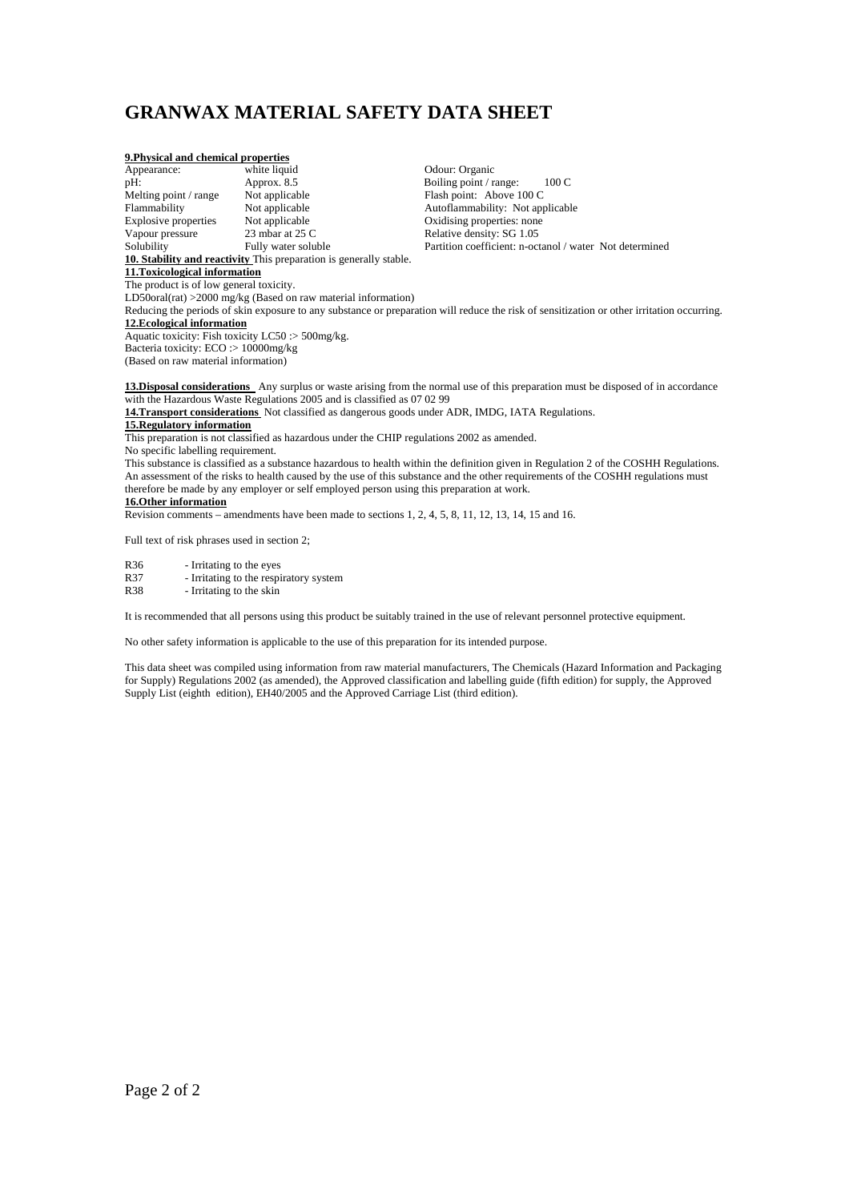# GRANWAX MATERIAL SAFETY DATA SHEET

**9.Physical and chemical properties**

| | | |
|---|---|---|
| Appearance: | white liquid | Odour: Organic |
| pH: | Approx. 8.5 | Boiling point / range: 100 C |
| Melting point / range | Not applicable | Flash point: Above 100 C |
| Flammability | Not applicable | Autoflammability: Not applicable |
| Explosive properties | Not applicable | Oxidising properties: none |
| Vapour pressure | 23 mbar at 25 C | Relative density: SG 1.05 |
| Solubility | Fully water soluble | Partition coefficient: n-octanol / water Not determined |

**10. Stability and reactivity** This preparation is generally stable.

**11.Toxicological information**

The product is of low general toxicity.

LD50oral(rat) >2000 mg/kg (Based on raw material information)

Reducing the periods of skin exposure to any substance or preparation will reduce the risk of sensitization or other irritation occurring.

**12.Ecological information**

Aquatic toxicity: Fish toxicity LC50 :> 500mg/kg.

Bacteria toxicity: ECO :> 10000mg/kg

(Based on raw material information)

**13.Disposal considerations** Any surplus or waste arising from the normal use of this preparation must be disposed of in accordance with the Hazardous Waste Regulations 2005 and is classified as 07 02 99

**14.Transport considerations** Not classified as dangerous goods under ADR, IMDG, IATA Regulations.

**15.Regulatory information**

This preparation is not classified as hazardous under the CHIP regulations 2002 as amended.

No specific labelling requirement.

This substance is classified as a substance hazardous to health within the definition given in Regulation 2 of the COSHH Regulations. An assessment of the risks to health caused by the use of this substance and the other requirements of the COSHH regulations must therefore be made by any employer or self employed person using this preparation at work.

**16.Other information**

Revision comments – amendments have been made to sections 1, 2, 4, 5, 8, 11, 12, 13, 14, 15 and 16.

Full text of risk phrases used in section 2;

R36 - Irritating to the eyes
R37 - Irritating to the respiratory system
R38 - Irritating to the skin

It is recommended that all persons using this product be suitably trained in the use of relevant personnel protective equipment.

No other safety information is applicable to the use of this preparation for its intended purpose.

This data sheet was compiled using information from raw material manufacturers, The Chemicals (Hazard Information and Packaging for Supply) Regulations 2002 (as amended), the Approved classification and labelling guide (fifth edition) for supply, the Approved Supply List (eighth edition), EH40/2005 and the Approved Carriage List (third edition).